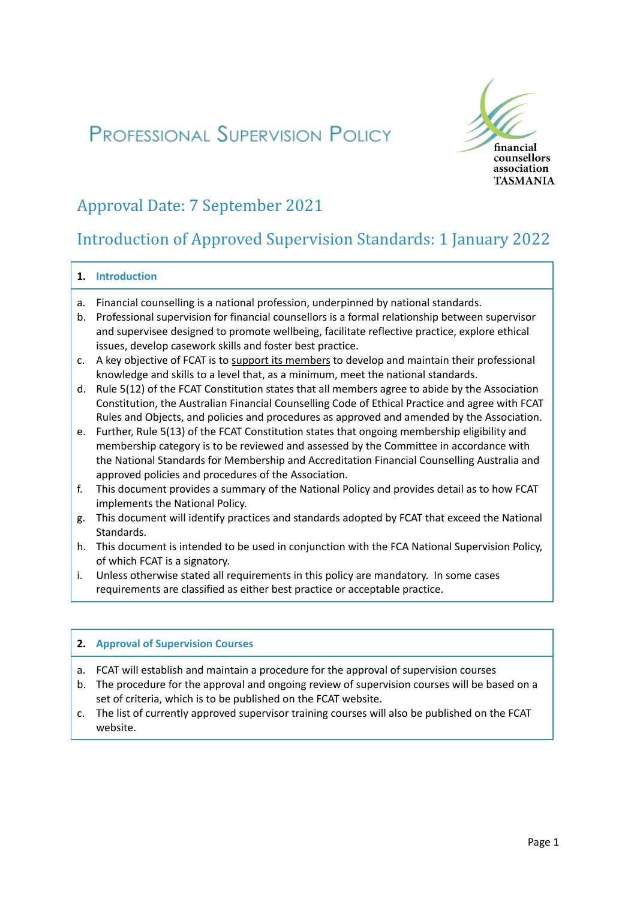# Professional Supervision Policy

financial counsellors association TASMANIA

## Approval Date: 7 September 2021

## Introduction of Approved Supervision Standards: 1 January 2022

### 1. Introduction

a. Financial counselling is a national profession, underpinned by national standards.

b. Professional supervision for financial counsellors is a formal relationship between supervisor and supervisee designed to promote wellbeing, facilitate reflective practice, explore ethical issues, develop casework skills and foster best practice.

c. A key objective of FCAT is to support its members to develop and maintain their professional knowledge and skills to a level that, as a minimum, meet the national standards.

d. Rule 5(12) of the FCAT Constitution states that all members agree to abide by the Association Constitution, the Australian Financial Counselling Code of Ethical Practice and agree with FCAT Rules and Objects, and policies and procedures as approved and amended by the Association.

e. Further, Rule 5(13) of the FCAT Constitution states that ongoing membership eligibility and membership category is to be reviewed and assessed by the Committee in accordance with the National Standards for Membership and Accreditation Financial Counselling Australia and approved policies and procedures of the Association.

f. This document provides a summary of the National Policy and provides detail as to how FCAT implements the National Policy.

g. This document will identify practices and standards adopted by FCAT that exceed the National Standards.

h. This document is intended to be used in conjunction with the FCA National Supervision Policy, of which FCAT is a signatory.

i. Unless otherwise stated all requirements in this policy are mandatory. In some cases requirements are classified as either best practice or acceptable practice.

### 2. Approval of Supervision Courses

a. FCAT will establish and maintain a procedure for the approval of supervision courses

b. The procedure for the approval and ongoing review of supervision courses will be based on a set of criteria, which is to be published on the FCAT website.

c. The list of currently approved supervisor training courses will also be published on the FCAT website.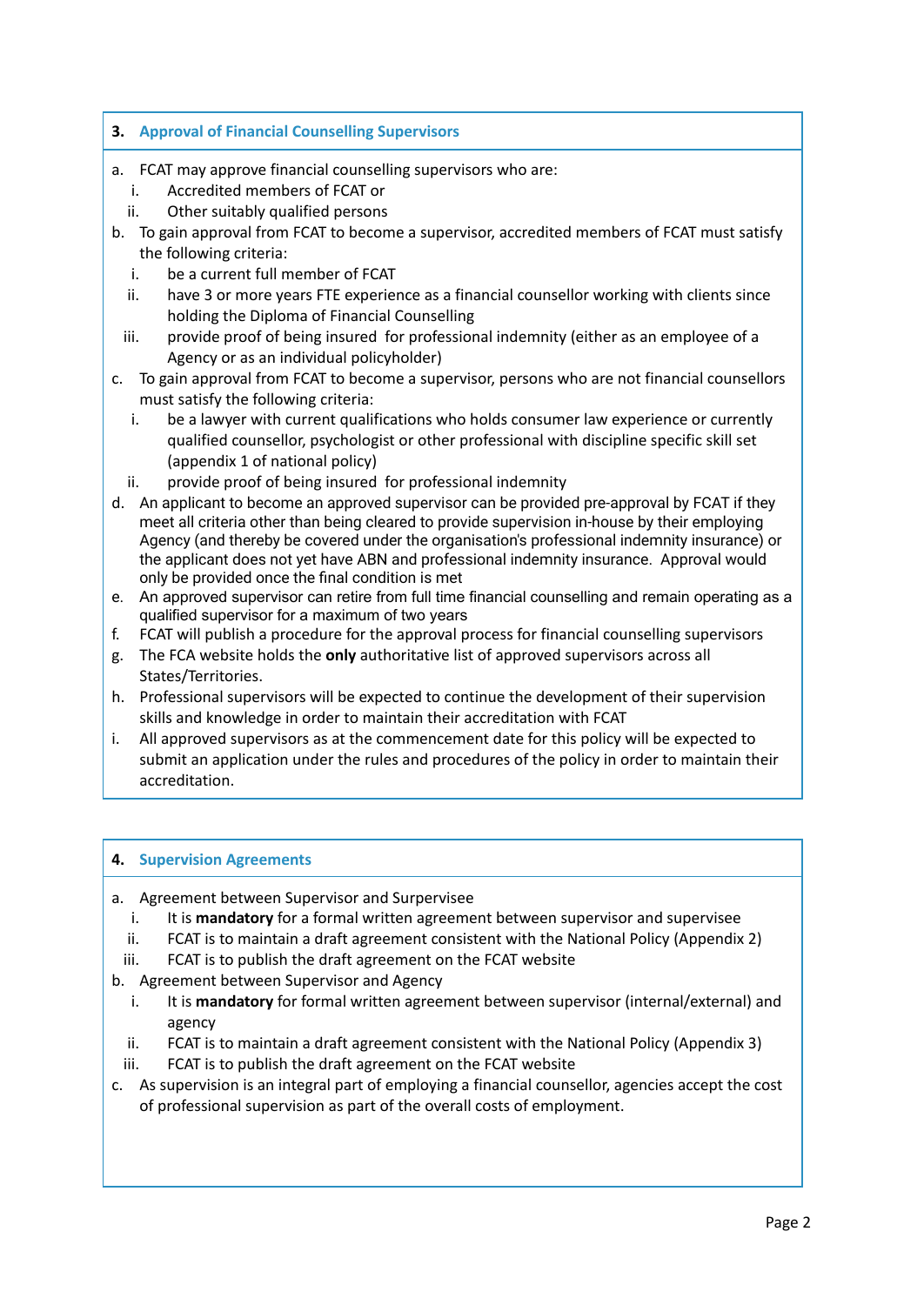## 3. Approval of Financial Counselling Supervisors

a. FCAT may approve financial counselling supervisors who are:
   i. Accredited members of FCAT or
   ii. Other suitably qualified persons
b. To gain approval from FCAT to become a supervisor, accredited members of FCAT must satisfy the following criteria:
   i. be a current full member of FCAT
   ii. have 3 or more years FTE experience as a financial counsellor working with clients since holding the Diploma of Financial Counselling
   iii. provide proof of being insured for professional indemnity (either as an employee of a Agency or as an individual policyholder)
c. To gain approval from FCAT to become a supervisor, persons who are not financial counsellors must satisfy the following criteria:
   i. be a lawyer with current qualifications who holds consumer law experience or currently qualified counsellor, psychologist or other professional with discipline specific skill set (appendix 1 of national policy)
   ii. provide proof of being insured for professional indemnity
d. An applicant to become an approved supervisor can be provided pre-approval by FCAT if they meet all criteria other than being cleared to provide supervision in-house by their employing Agency (and thereby be covered under the organisation's professional indemnity insurance) or the applicant does not yet have ABN and professional indemnity insurance. Approval would only be provided once the final condition is met
e. An approved supervisor can retire from full time financial counselling and remain operating as a qualified supervisor for a maximum of two years
f. FCAT will publish a procedure for the approval process for financial counselling supervisors
g. The FCA website holds the **only** authoritative list of approved supervisors across all States/Territories.
h. Professional supervisors will be expected to continue the development of their supervision skills and knowledge in order to maintain their accreditation with FCAT
i. All approved supervisors as at the commencement date for this policy will be expected to submit an application under the rules and procedures of the policy in order to maintain their accreditation.

## 4. Supervision Agreements

a. Agreement between Supervisor and Surpervisee
   i. It is **mandatory** for a formal written agreement between supervisor and supervisee
   ii. FCAT is to maintain a draft agreement consistent with the National Policy (Appendix 2)
   iii. FCAT is to publish the draft agreement on the FCAT website
b. Agreement between Supervisor and Agency
   i. It is **mandatory** for formal written agreement between supervisor (internal/external) and agency
   ii. FCAT is to maintain a draft agreement consistent with the National Policy (Appendix 3)
   iii. FCAT is to publish the draft agreement on the FCAT website
c. As supervision is an integral part of employing a financial counsellor, agencies accept the cost of professional supervision as part of the overall costs of employment.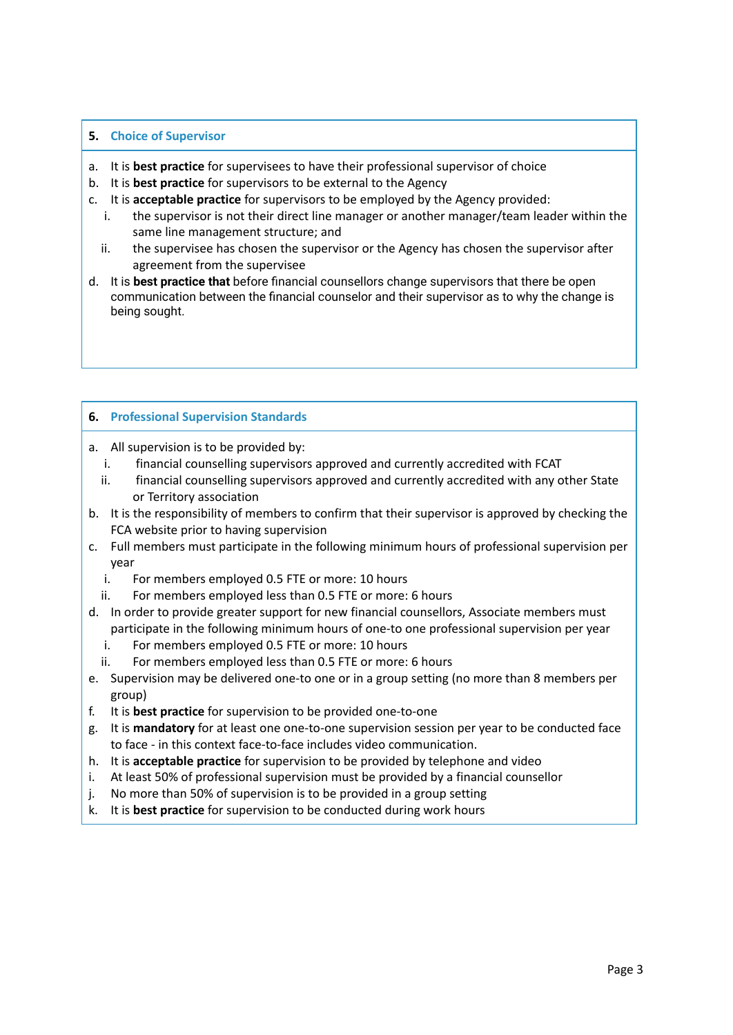## 5. Choice of Supervisor

a. It is **best practice** for supervisees to have their professional supervisor of choice
b. It is **best practice** for supervisors to be external to the Agency
c. It is **acceptable practice** for supervisors to be employed by the Agency provided:
   i. the supervisor is not their direct line manager or another manager/team leader within the same line management structure; and
   ii. the supervisee has chosen the supervisor or the Agency has chosen the supervisor after agreement from the supervisee
d. It is **best practice that** before financial counsellors change supervisors that there be open communication between the financial counselor and their supervisor as to why the change is being sought.

## 6. Professional Supervision Standards

a. All supervision is to be provided by:
   i. financial counselling supervisors approved and currently accredited with FCAT
   ii. financial counselling supervisors approved and currently accredited with any other State or Territory association
b. It is the responsibility of members to confirm that their supervisor is approved by checking the FCA website prior to having supervision
c. Full members must participate in the following minimum hours of professional supervision per year
   i. For members employed 0.5 FTE or more: 10 hours
   ii. For members employed less than 0.5 FTE or more: 6 hours
d. In order to provide greater support for new financial counsellors, Associate members must participate in the following minimum hours of one-to one professional supervision per year
   i. For members employed 0.5 FTE or more: 10 hours
   ii. For members employed less than 0.5 FTE or more: 6 hours
e. Supervision may be delivered one-to one or in a group setting (no more than 8 members per group)
f. It is **best practice** for supervision to be provided one-to-one
g. It is **mandatory** for at least one one-to-one supervision session per year to be conducted face to face - in this context face-to-face includes video communication.
h. It is **acceptable practice** for supervision to be provided by telephone and video
i. At least 50% of professional supervision must be provided by a financial counsellor
j. No more than 50% of supervision is to be provided in a group setting
k. It is **best practice** for supervision to be conducted during work hours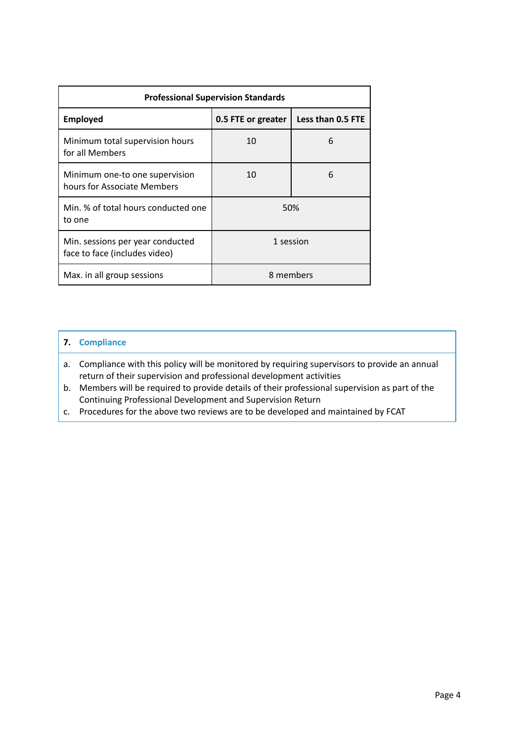| Professional Supervision Standards | | |
|---|---|---|
| **Employed** | **0.5 FTE or greater** | **Less than 0.5 FTE** |
| Minimum total supervision hours for all Members | 10 | 6 |
| Minimum one-to one supervision hours for Associate Members | 10 | 6 |
| Min. % of total hours conducted one to one | 50% | |
| Min. sessions per year conducted face to face (includes video) | 1 session | |
| Max. in all group sessions | 8 members | |

## 7. Compliance

a. Compliance with this policy will be monitored by requiring supervisors to provide an annual return of their supervision and professional development activities
b. Members will be required to provide details of their professional supervision as part of the Continuing Professional Development and Supervision Return
c. Procedures for the above two reviews are to be developed and maintained by FCAT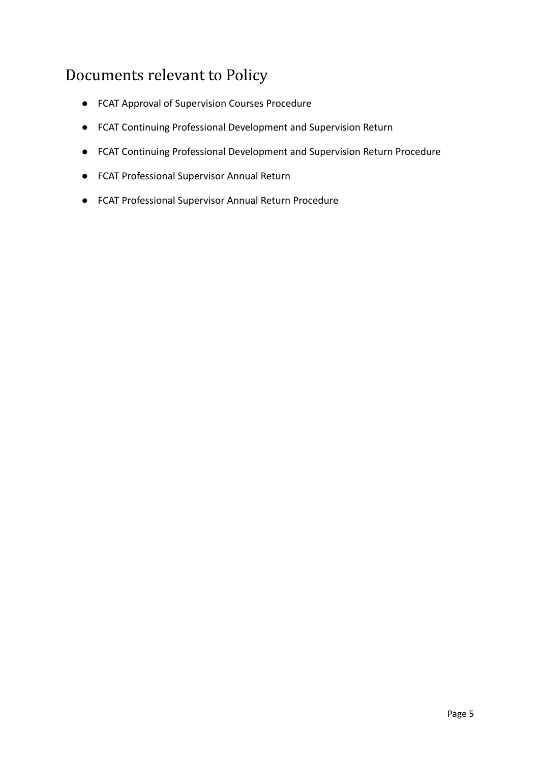## Documents relevant to Policy

- FCAT Approval of Supervision Courses Procedure
- FCAT Continuing Professional Development and Supervision Return
- FCAT Continuing Professional Development and Supervision Return Procedure
- FCAT Professional Supervisor Annual Return
- FCAT Professional Supervisor Annual Return Procedure